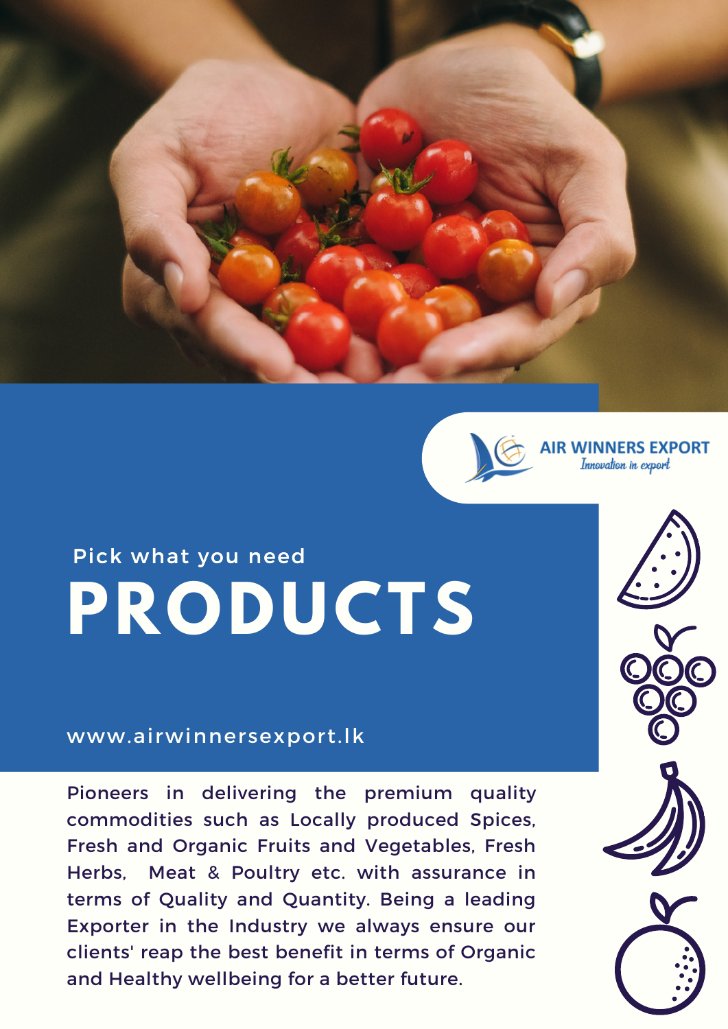AIR WINNERS EXPORT

*Innovation in export*

Pick what you need

# PRODUCTS

www.airwinnersexport.lk

Pioneers in delivering the premium quality commodities such as Locally produced Spices, Fresh and Organic Fruits and Vegetables, Fresh Herbs, Meat & Poultry etc. with assurance in terms of Quality and Quantity. Being a leading Exporter in the Industry we always ensure our clients' reap the best benefit in terms of Organic and Healthy wellbeing for a better future.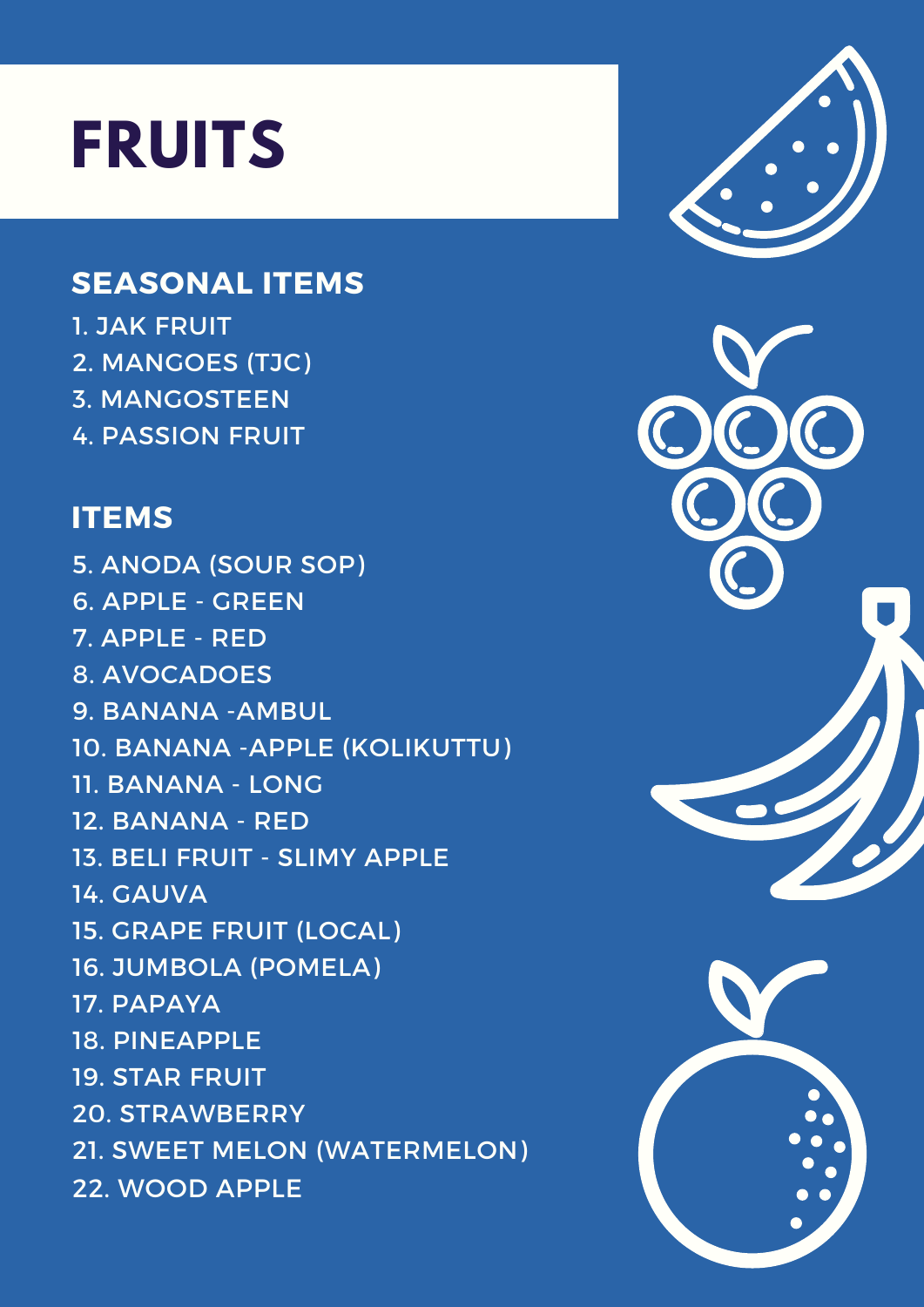# FRUITS

## SEASONAL ITEMS

1. JAK FRUIT
2. MANGOES (TJC)
3. MANGOSTEEN
4. PASSION FRUIT

## ITEMS

5. ANODA (SOUR SOP)
6. APPLE - GREEN
7. APPLE - RED
8. AVOCADOES
9. BANANA -AMBUL
10. BANANA -APPLE (KOLIKUTTU)
11. BANANA - LONG
12. BANANA - RED
13. BELI FRUIT - SLIMY APPLE
14. GAUVA
15. GRAPE FRUIT (LOCAL)
16. JUMBOLA (POMELA)
17. PAPAYA
18. PINEAPPLE
19. STAR FRUIT
20. STRAWBERRY
21. SWEET MELON (WATERMELON)
22. WOOD APPLE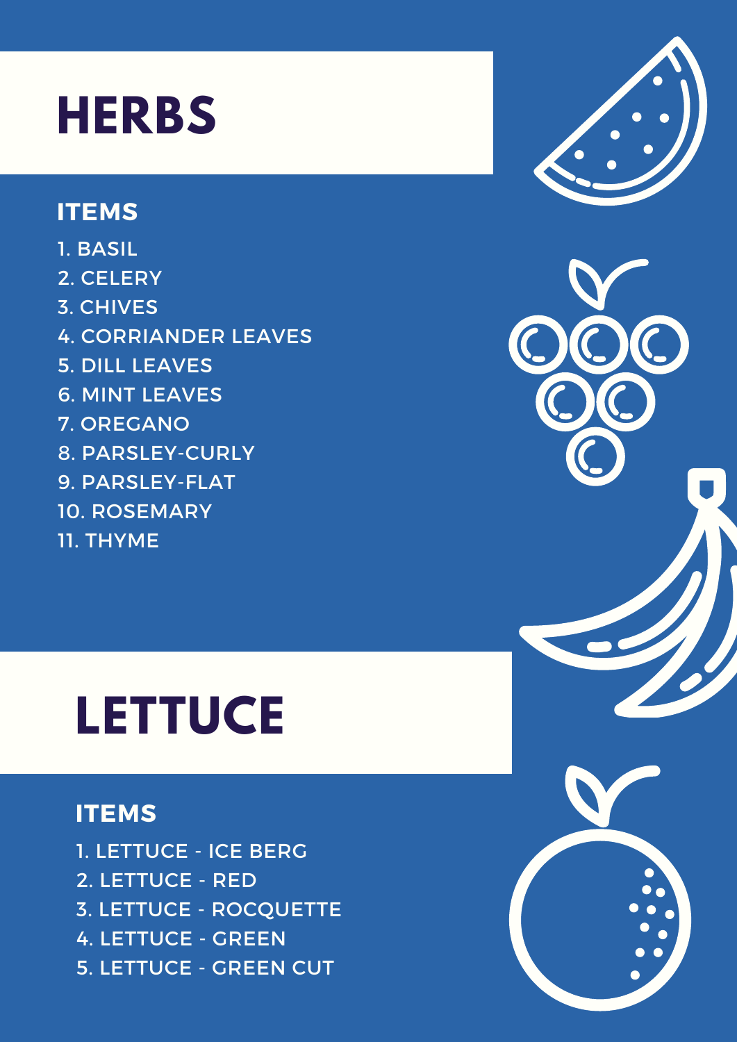# HERBS

## ITEMS

1. BASIL
2. CELERY
3. CHIVES
4. CORRIANDER LEAVES
5. DILL LEAVES
6. MINT LEAVES
7. OREGANO
8. PARSLEY-CURLY
9. PARSLEY-FLAT
10. ROSEMARY
11. THYME

# LETTUCE

## ITEMS

1. LETTUCE - ICE BERG
2. LETTUCE - RED
3. LETTUCE - ROCQUETTE
4. LETTUCE - GREEN
5. LETTUCE - GREEN CUT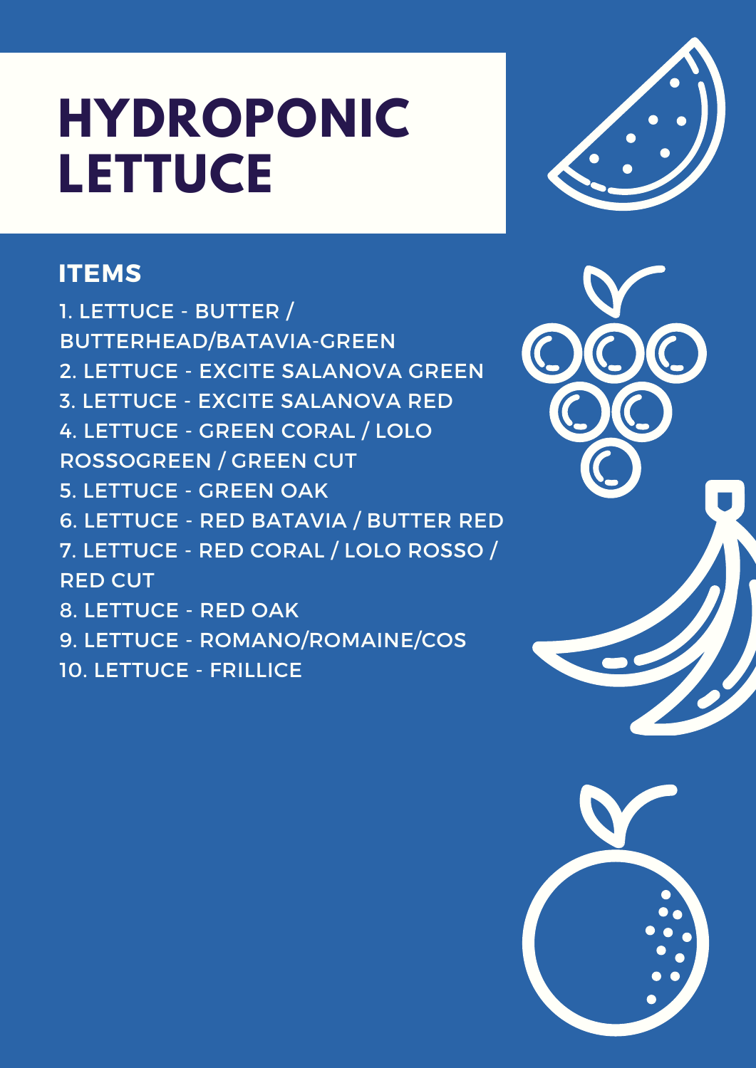# HYDROPONIC LETTUCE

## ITEMS

1. LETTUCE - BUTTER / BUTTERHEAD/BATAVIA-GREEN
2. LETTUCE - EXCITE SALANOVA GREEN
3. LETTUCE - EXCITE SALANOVA RED
4. LETTUCE - GREEN CORAL / LOLO ROSSOGREEN / GREEN CUT
5. LETTUCE - GREEN OAK
6. LETTUCE - RED BATAVIA / BUTTER RED
7. LETTUCE - RED CORAL / LOLO ROSSO / RED CUT
8. LETTUCE - RED OAK
9. LETTUCE - ROMANO/ROMAINE/COS
10. LETTUCE - FRILLICE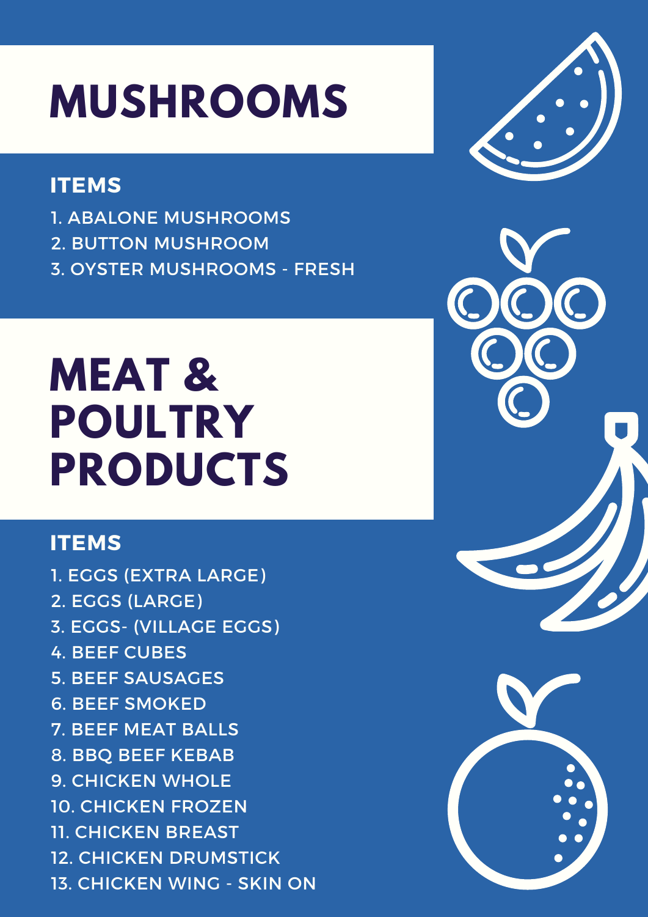# MUSHROOMS

## ITEMS

1. ABALONE MUSHROOMS
2. BUTTON MUSHROOM
3. OYSTER MUSHROOMS - FRESH

# MEAT & POULTRY PRODUCTS

## ITEMS

1. EGGS (EXTRA LARGE)
2. EGGS (LARGE)
3. EGGS- (VILLAGE EGGS)
4. BEEF CUBES
5. BEEF SAUSAGES
6. BEEF SMOKED
7. BEEF MEAT BALLS
8. BBQ BEEF KEBAB
9. CHICKEN WHOLE
10. CHICKEN FROZEN
11. CHICKEN BREAST
12. CHICKEN DRUMSTICK
13. CHICKEN WING - SKIN ON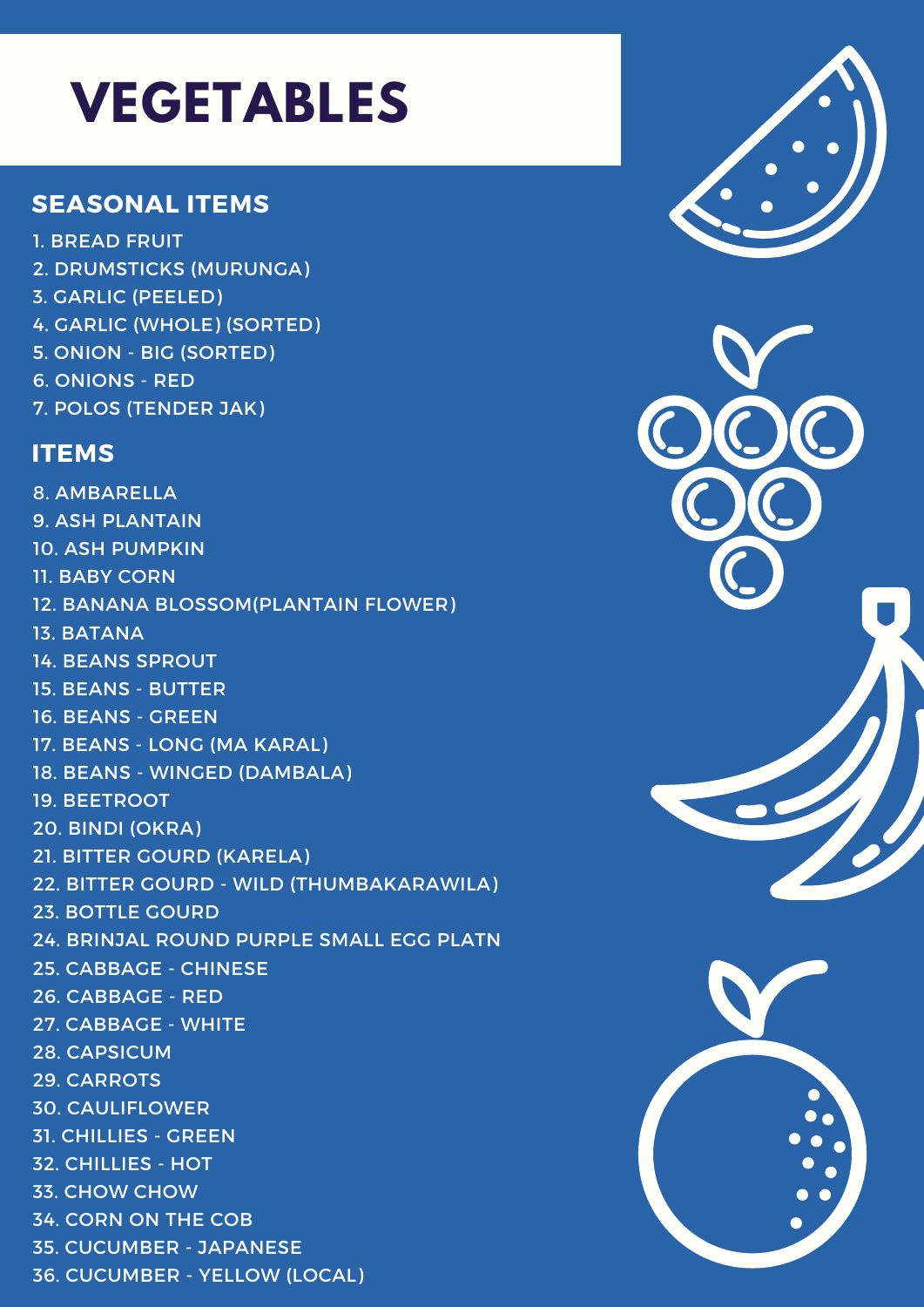# VEGETABLES

## SEASONAL ITEMS

1. BREAD FRUIT
2. DRUMSTICKS (MURUNGA)
3. GARLIC (PEELED)
4. GARLIC (WHOLE) (SORTED)
5. ONION - BIG (SORTED)
6. ONIONS - RED
7. POLOS (TENDER JAK)

## ITEMS

8. AMBARELLA
9. ASH PLANTAIN
10. ASH PUMPKIN
11. BABY CORN
12. BANANA BLOSSOM(PLANTAIN FLOWER)
13. BATANA
14. BEANS SPROUT
15. BEANS - BUTTER
16. BEANS - GREEN
17. BEANS - LONG (MA KARAL)
18. BEANS - WINGED (DAMBALA)
19. BEETROOT
20. BINDI (OKRA)
21. BITTER GOURD (KARELA)
22. BITTER GOURD - WILD (THUMBAKARAWILA)
23. BOTTLE GOURD
24. BRINJAL ROUND PURPLE SMALL EGG PLATN
25. CABBAGE - CHINESE
26. CABBAGE - RED
27. CABBAGE - WHITE
28. CAPSICUM
29. CARROTS
30. CAULIFLOWER
31. CHILLIES - GREEN
32. CHILLIES - HOT
33. CHOW CHOW
34. CORN ON THE COB
35. CUCUMBER - JAPANESE
36. CUCUMBER - YELLOW (LOCAL)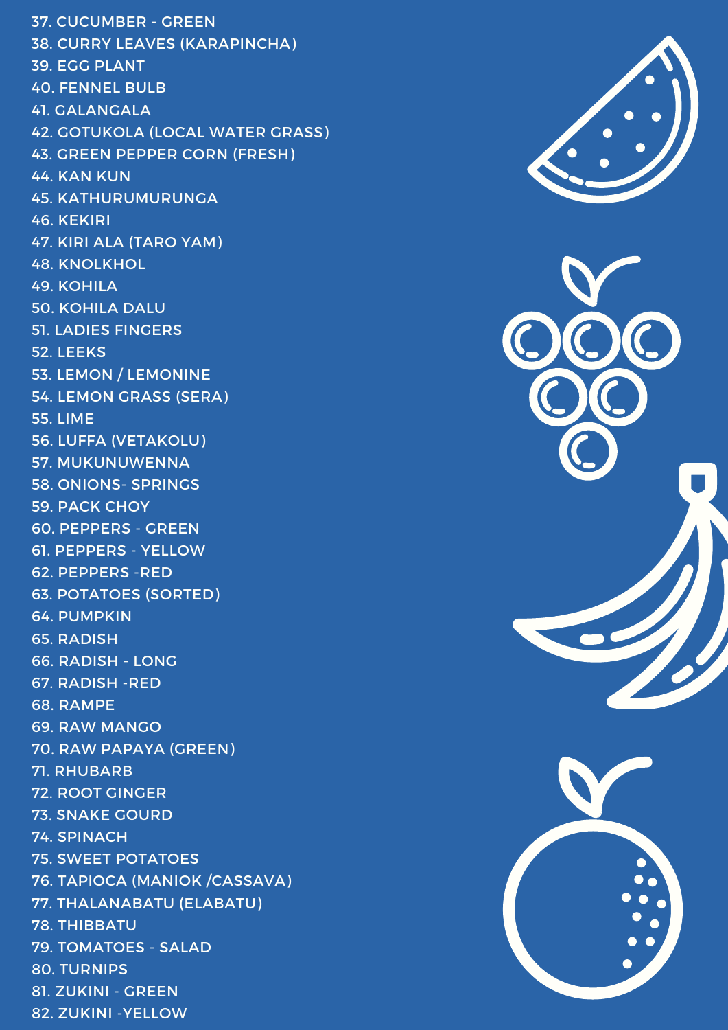37. CUCUMBER - GREEN
38. CURRY LEAVES (KARAPINCHA)
39. EGG PLANT
40. FENNEL BULB
41. GALANGALA
42. GOTUKOLA (LOCAL WATER GRASS)
43. GREEN PEPPER CORN (FRESH)
44. KAN KUN
45. KATHURUMURUNGA
46. KEKIRI
47. KIRI ALA (TARO YAM)
48. KNOLKHOL
49. KOHILA
50. KOHILA DALU
51. LADIES FINGERS
52. LEEKS
53. LEMON / LEMONINE
54. LEMON GRASS (SERA)
55. LIME
56. LUFFA (VETAKOLU)
57. MUKUNUWENNA
58. ONIONS- SPRINGS
59. PACK CHOY
60. PEPPERS - GREEN
61. PEPPERS - YELLOW
62. PEPPERS -RED
63. POTATOES (SORTED)
64. PUMPKIN
65. RADISH
66. RADISH - LONG
67. RADISH -RED
68. RAMPE
69. RAW MANGO
70. RAW PAPAYA (GREEN)
71. RHUBARB
72. ROOT GINGER
73. SNAKE GOURD
74. SPINACH
75. SWEET POTATOES
76. TAPIOCA (MANIOK /CASSAVA)
77. THALANABATU (ELABATU)
78. THIBBATU
79. TOMATOES - SALAD
80. TURNIPS
81. ZUKINI - GREEN
82. ZUKINI -YELLOW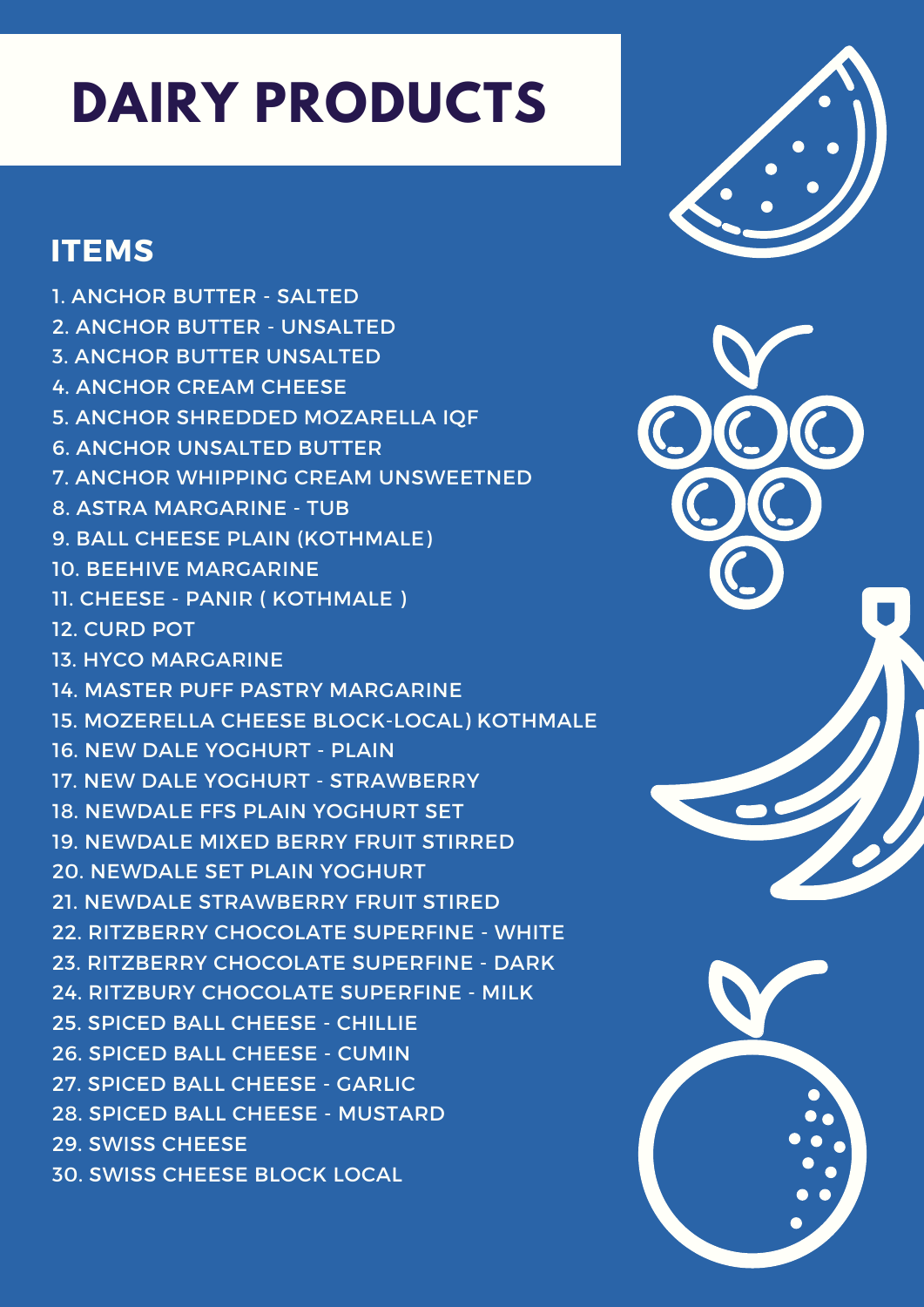# DAIRY PRODUCTS

## ITEMS

1. ANCHOR BUTTER - SALTED
2. ANCHOR BUTTER - UNSALTED
3. ANCHOR BUTTER UNSALTED
4. ANCHOR CREAM CHEESE
5. ANCHOR SHREDDED MOZARELLA IQF
6. ANCHOR UNSALTED BUTTER
7. ANCHOR WHIPPING CREAM UNSWEETNED
8. ASTRA MARGARINE - TUB
9. BALL CHEESE PLAIN (KOTHMALE)
10. BEEHIVE MARGARINE
11. CHEESE - PANIR ( KOTHMALE )
12. CURD POT
13. HYCO MARGARINE
14. MASTER PUFF PASTRY MARGARINE
15. MOZERELLA CHEESE BLOCK-LOCAL) KOTHMALE
16. NEW DALE YOGHURT - PLAIN
17. NEW DALE YOGHURT - STRAWBERRY
18. NEWDALE FFS PLAIN YOGHURT SET
19. NEWDALE MIXED BERRY FRUIT STIRRED
20. NEWDALE SET PLAIN YOGHURT
21. NEWDALE STRAWBERRY FRUIT STIRED
22. RITZBERRY CHOCOLATE SUPERFINE - WHITE
23. RITZBERRY CHOCOLATE SUPERFINE - DARK
24. RITZBURY CHOCOLATE SUPERFINE - MILK
25. SPICED BALL CHEESE - CHILLIE
26. SPICED BALL CHEESE - CUMIN
27. SPICED BALL CHEESE - GARLIC
28. SPICED BALL CHEESE - MUSTARD
29. SWISS CHEESE
30. SWISS CHEESE BLOCK LOCAL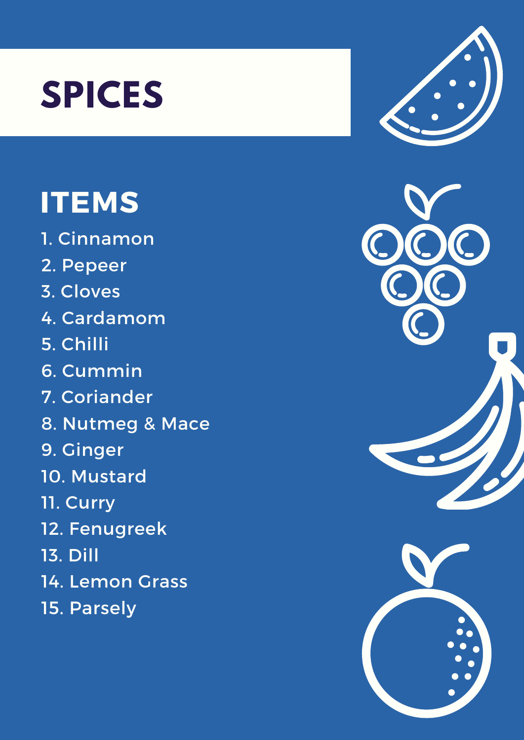# SPICES

## ITEMS

1. Cinnamon
2. Pepeer
3. Cloves
4. Cardamom
5. Chilli
6. Cummin
7. Coriander
8. Nutmeg & Mace
9. Ginger
10. Mustard
11. Curry
12. Fenugreek
13. Dill
14. Lemon Grass
15. Parsely